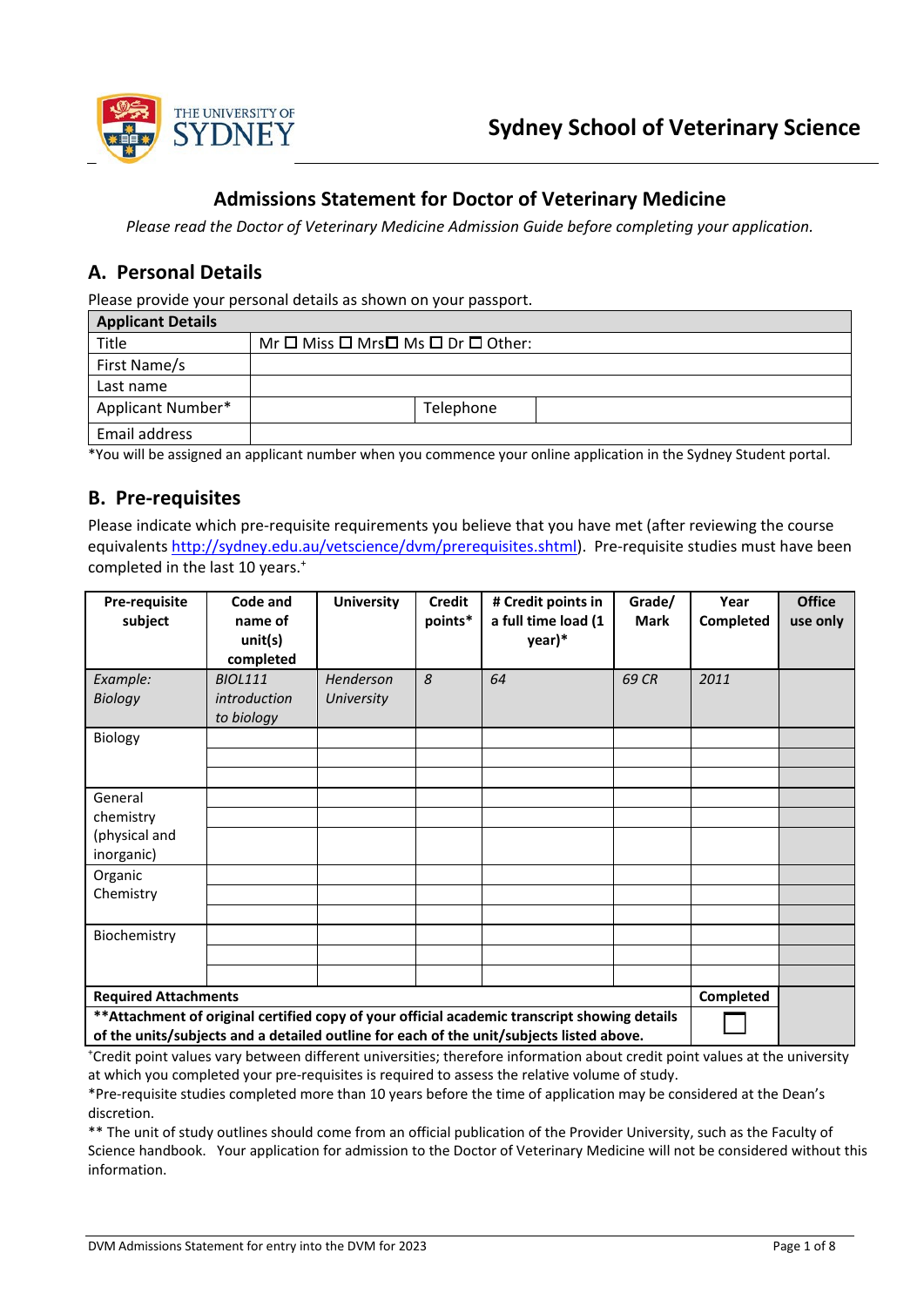THE UNIVERSITY OF SYDNEY

**Sydney School of Veterinary Science**

# Admissions Statement for Doctor of Veterinary Medicine

*Please read the Doctor of Veterinary Medicine Admission Guide before completing your application.*

## A. Personal Details

Please provide your personal details as shown on your passport.

| **Applicant Details** | | | |
|---|---|---|---|
| Title | Mr ☐ Miss ☐ Mrs☐ Ms ☐ Dr ☐ Other: | | |
| First Name/s | | | |
| Last name | | | |
| Applicant Number* | | Telephone | |
| Email address | | | |

*You will be assigned an applicant number when you commence your online application in the Sydney Student portal.

## B. Pre-requisites

Please indicate which pre-requisite requirements you believe that you have met (after reviewing the course equivalents http://sydney.edu.au/vetscience/dvm/prerequisites.shtml). Pre-requisite studies must have been completed in the last 10 years.+

| Pre-requisite subject | Code and name of unit(s) completed | University | Credit points* | # Credit points in a full time load (1 year)* | Grade/ Mark | Year Completed | Office use only |
|---|---|---|---|---|---|---|---|
| *Example: Biology* | *BIOL111 introduction to biology* | *Henderson University* | *8* | *64* | *69 CR* | *2011* | |
| Biology | | | | | | | |
| | | | | | | | |
| | | | | | | | |
| General chemistry (physical and inorganic) | | | | | | | |
| | | | | | | | |
| | | | | | | | |
| Organic Chemistry | | | | | | | |
| | | | | | | | |
| | | | | | | | |
| Biochemistry | | | | | | | |
| | | | | | | | |
| | | | | | | | |
| **Required Attachments** | | | | | | **Completed** | |
| **\*\*Attachment of original certified copy of your official academic transcript showing details of the units/subjects and a detailed outline for each of the unit/subjects listed above.** | | | | | | ☐ | |

+Credit point values vary between different universities; therefore information about credit point values at the university at which you completed your pre-requisites is required to assess the relative volume of study.

*Pre-requisite studies completed more than 10 years before the time of application may be considered at the Dean's discretion.

** The unit of study outlines should come from an official publication of the Provider University, such as the Faculty of Science handbook. Your application for admission to the Doctor of Veterinary Medicine will not be considered without this information.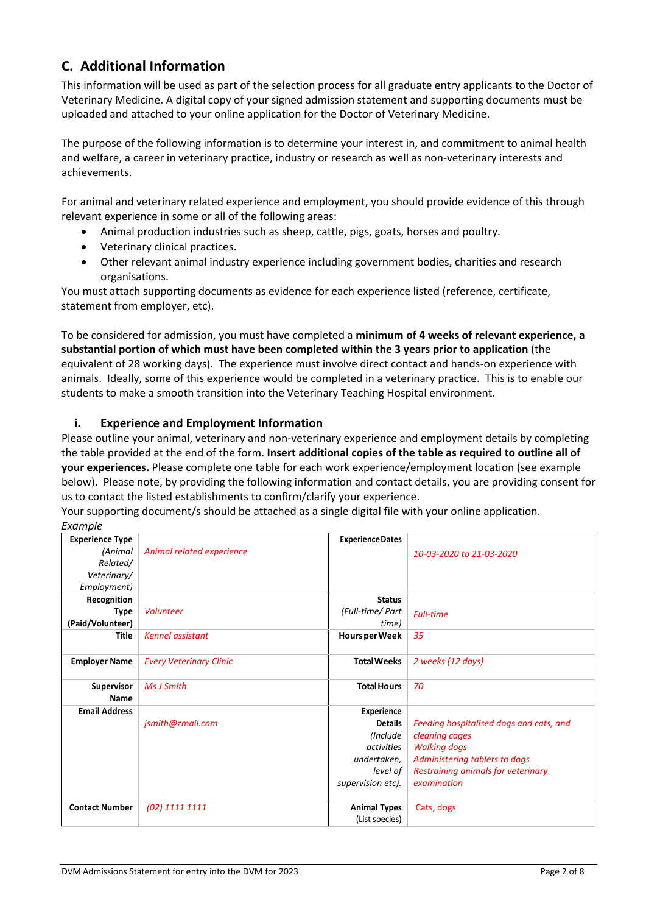## C. Additional Information

This information will be used as part of the selection process for all graduate entry applicants to the Doctor of Veterinary Medicine. A digital copy of your signed admission statement and supporting documents must be uploaded and attached to your online application for the Doctor of Veterinary Medicine.

The purpose of the following information is to determine your interest in, and commitment to animal health and welfare, a career in veterinary practice, industry or research as well as non-veterinary interests and achievements.

For animal and veterinary related experience and employment, you should provide evidence of this through relevant experience in some or all of the following areas:

- Animal production industries such as sheep, cattle, pigs, goats, horses and poultry.
- Veterinary clinical practices.
- Other relevant animal industry experience including government bodies, charities and research organisations.

You must attach supporting documents as evidence for each experience listed (reference, certificate, statement from employer, etc).

To be considered for admission, you must have completed a **minimum of 4 weeks of relevant experience, a substantial portion of which must have been completed within the 3 years prior to application** (the equivalent of 28 working days). The experience must involve direct contact and hands-on experience with animals. Ideally, some of this experience would be completed in a veterinary practice. This is to enable our students to make a smooth transition into the Veterinary Teaching Hospital environment.

### i. Experience and Employment Information

Please outline your animal, veterinary and non-veterinary experience and employment details by completing the table provided at the end of the form. **Insert additional copies of the table as required to outline all of your experiences.** Please complete one table for each work experience/employment location (see example below). Please note, by providing the following information and contact details, you are providing consent for us to contact the listed establishments to confirm/clarify your experience.

Your supporting document/s should be attached as a single digital file with your online application.

*Example*

| | | | |
|---|---|---|---|
| **Experience Type** *(Animal Related/ Veterinary/ Employment)* | *Animal related experience* | **Experience Dates** | *10-03-2020 to 21-03-2020* |
| **Recognition Type (Paid/Volunteer)** | *Volunteer* | **Status** *(Full-time/ Part time)* | *Full-time* |
| **Title** | *Kennel assistant* | **Hours per Week** | *35* |
| **Employer Name** | *Every Veterinary Clinic* | **Total Weeks** | *2 weeks (12 days)* |
| **Supervisor Name** | *Ms J Smith* | **Total Hours** | *70* |
| **Email Address** | *jsmith@zmail.com* | **Experience Details** *(Include activities undertaken, level of supervision etc).* | *Feeding hospitalised dogs and cats, and cleaning cages*<br>*Walking dogs*<br>*Administering tablets to dogs*<br>*Restraining animals for veterinary examination* |
| **Contact Number** | *(02) 1111 1111* | **Animal Types** (List species) | Cats, dogs |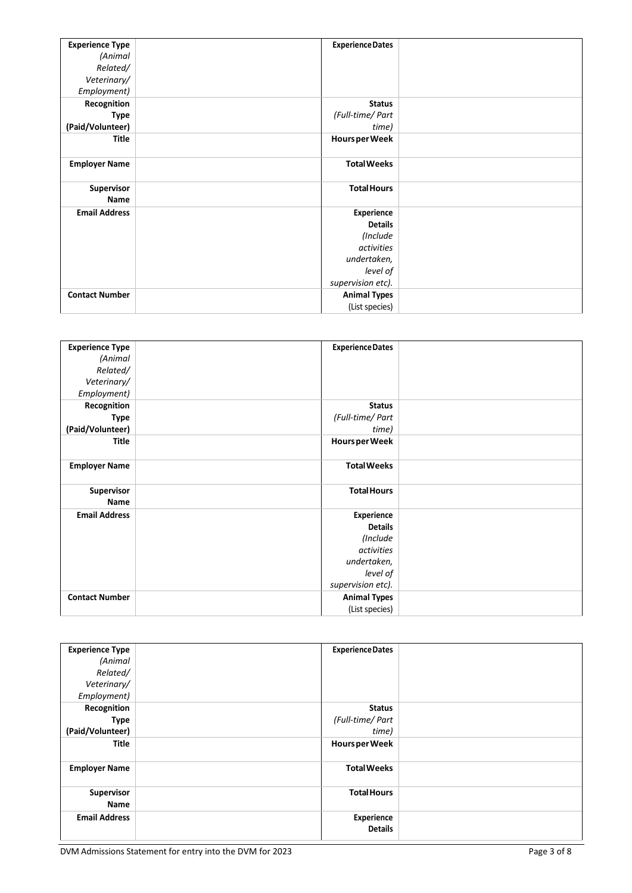| **Experience Type** *(Animal Related/ Veterinary/ Employment)* | | **Experience Dates** | |
|---|---|---|---|
| **Recognition Type (Paid/Volunteer)** | | **Status** *(Full-time/ Part time)* | |
| **Title** | | **Hours per Week** | |
| **Employer Name** | | **Total Weeks** | |
| **Supervisor Name** | | **Total Hours** | |
| **Email Address** | | **Experience Details** *(Include activities undertaken, level of supervision etc).* | |
| **Contact Number** | | **Animal Types** (List species) | |

| **Experience Type** *(Animal Related/ Veterinary/ Employment)* | | **Experience Dates** | |
|---|---|---|---|
| **Recognition Type (Paid/Volunteer)** | | **Status** *(Full-time/ Part time)* | |
| **Title** | | **Hours per Week** | |
| **Employer Name** | | **Total Weeks** | |
| **Supervisor Name** | | **Total Hours** | |
| **Email Address** | | **Experience Details** *(Include activities undertaken, level of supervision etc).* | |
| **Contact Number** | | **Animal Types** (List species) | |

| **Experience Type** *(Animal Related/ Veterinary/ Employment)* | | **Experience Dates** | |
|---|---|---|---|
| **Recognition Type (Paid/Volunteer)** | | **Status** *(Full-time/ Part time)* | |
| **Title** | | **Hours per Week** | |
| **Employer Name** | | **Total Weeks** | |
| **Supervisor Name** | | **Total Hours** | |
| **Email Address** | | **Experience Details** | |

DVM Admissions Statement for entry into the DVM for 2023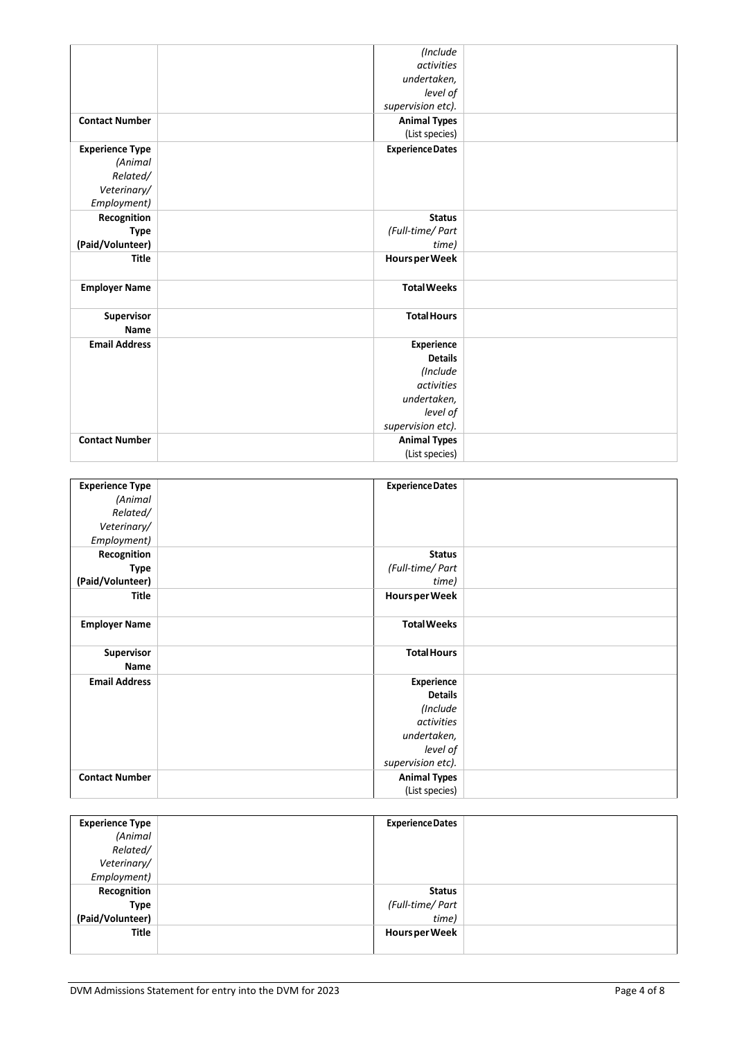| | | *(Include activities undertaken, level of supervision etc).* | |
|---|---|---|---|
| **Contact Number** | | **Animal Types** (List species) | |
| **Experience Type** *(Animal Related/ Veterinary/ Employment)* | | **Experience Dates** | |
| **Recognition Type (Paid/Volunteer)** | | **Status** *(Full-time/ Part time)* | |
| **Title** | | **Hours per Week** | |
| **Employer Name** | | **Total Weeks** | |
| **Supervisor Name** | | **Total Hours** | |
| **Email Address** | | **Experience Details** *(Include activities undertaken, level of supervision etc).* | |
| **Contact Number** | | **Animal Types** (List species) | |

| **Experience Type** *(Animal Related/ Veterinary/ Employment)* | | **Experience Dates** | |
|---|---|---|---|
| **Recognition Type (Paid/Volunteer)** | | **Status** *(Full-time/ Part time)* | |
| **Title** | | **Hours per Week** | |
| **Employer Name** | | **Total Weeks** | |
| **Supervisor Name** | | **Total Hours** | |
| **Email Address** | | **Experience Details** *(Include activities undertaken, level of supervision etc).* | |
| **Contact Number** | | **Animal Types** (List species) | |

| **Experience Type** *(Animal Related/ Veterinary/ Employment)* | | **Experience Dates** | |
|---|---|---|---|
| **Recognition Type (Paid/Volunteer)** | | **Status** *(Full-time/ Part time)* | |
| **Title** | | **Hours per Week** | |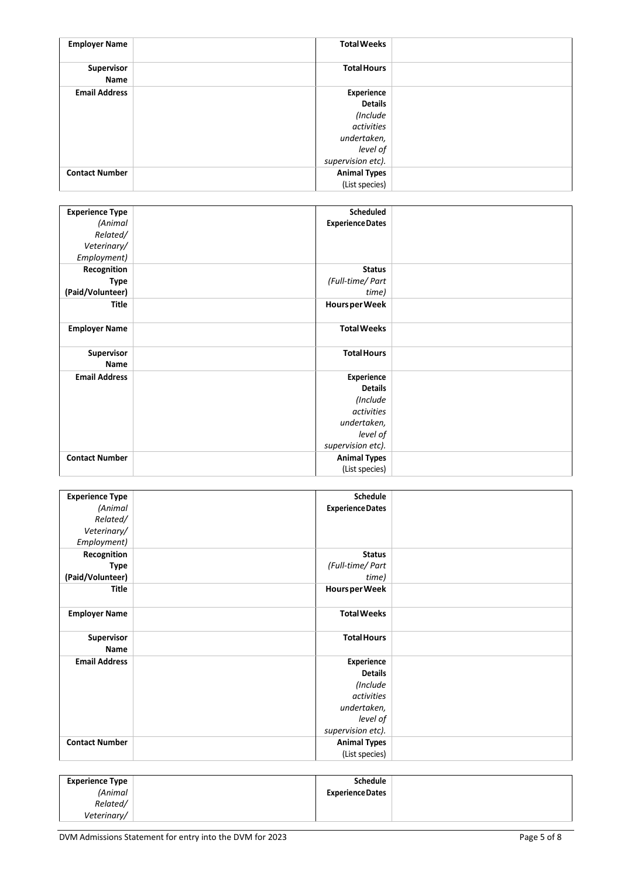| **Employer Name** | | **Total Weeks** | |
|---|---|---|---|
| **Supervisor Name** | | **Total Hours** | |
| **Email Address** | | **Experience Details** *(Include activities undertaken, level of supervision etc).* | |
| **Contact Number** | | **Animal Types** (List species) | |

| **Experience Type** *(Animal Related/ Veterinary/ Employment)* | | **Scheduled Experience Dates** | |
|---|---|---|---|
| **Recognition Type (Paid/Volunteer)** | | **Status** *(Full-time/ Part time)* | |
| **Title** | | **Hours per Week** | |
| **Employer Name** | | **Total Weeks** | |
| **Supervisor Name** | | **Total Hours** | |
| **Email Address** | | **Experience Details** *(Include activities undertaken, level of supervision etc).* | |
| **Contact Number** | | **Animal Types** (List species) | |

| **Experience Type** *(Animal Related/ Veterinary/ Employment)* | | **Schedule Experience Dates** | |
|---|---|---|---|
| **Recognition Type (Paid/Volunteer)** | | **Status** *(Full-time/ Part time)* | |
| **Title** | | **Hours per Week** | |
| **Employer Name** | | **Total Weeks** | |
| **Supervisor Name** | | **Total Hours** | |
| **Email Address** | | **Experience Details** *(Include activities undertaken, level of supervision etc).* | |
| **Contact Number** | | **Animal Types** (List species) | |

| **Experience Type** *(Animal Related/ Veterinary/* | | **Schedule Experience Dates** | |
|---|---|---|---|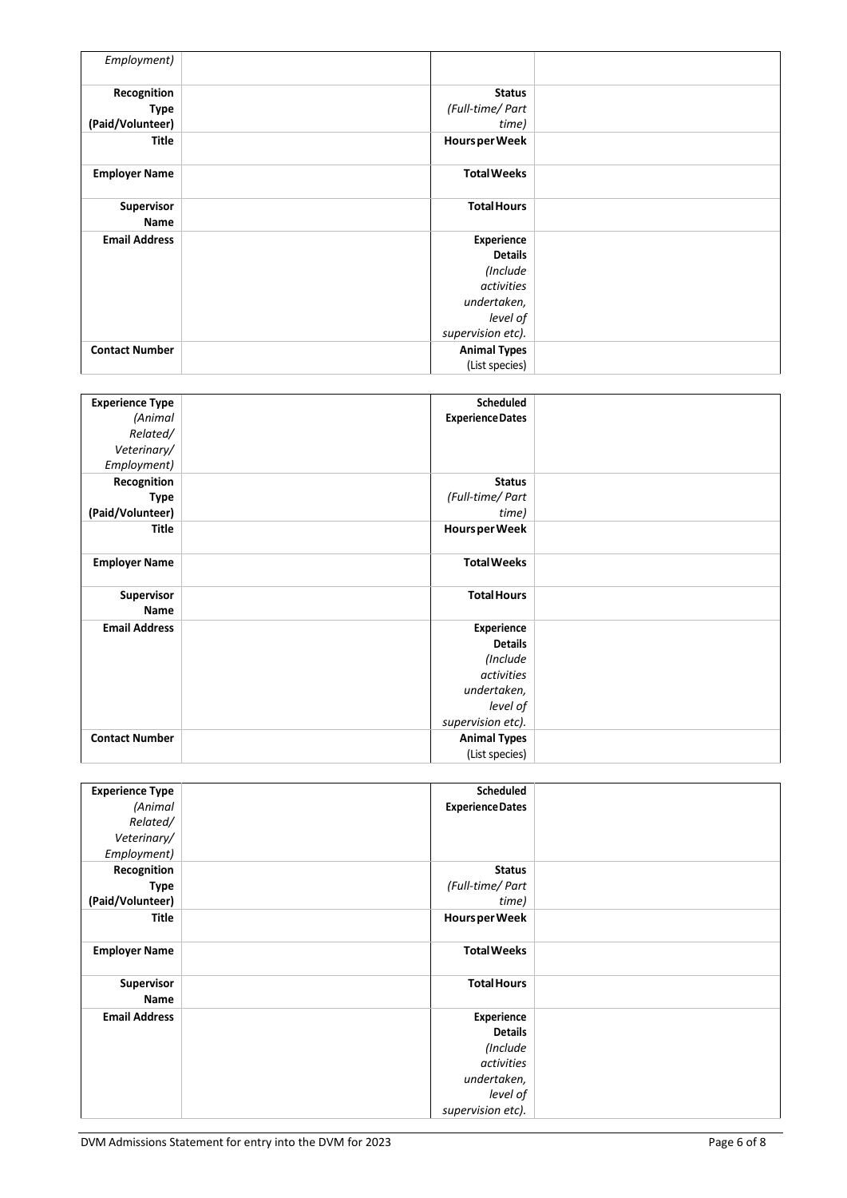| *Employment)* | | | |
|---|---|---|---|
| **Recognition Type (Paid/Volunteer)** | | **Status** *(Full-time/ Part time)* | |
| **Title** | | **Hours per Week** | |
| **Employer Name** | | **Total Weeks** | |
| **Supervisor Name** | | **Total Hours** | |
| **Email Address** | | **Experience Details** *(Include activities undertaken, level of supervision etc).* | |
| **Contact Number** | | **Animal Types** (List species) | |

| **Experience Type** *(Animal Related/ Veterinary/ Employment)* | | **Scheduled Experience Dates** | |
|---|---|---|---|
| **Recognition Type (Paid/Volunteer)** | | **Status** *(Full-time/ Part time)* | |
| **Title** | | **Hours per Week** | |
| **Employer Name** | | **Total Weeks** | |
| **Supervisor Name** | | **Total Hours** | |
| **Email Address** | | **Experience Details** *(Include activities undertaken, level of supervision etc).* | |
| **Contact Number** | | **Animal Types** (List species) | |

| **Experience Type** *(Animal Related/ Veterinary/ Employment)* | | **Scheduled Experience Dates** | |
|---|---|---|---|
| **Recognition Type (Paid/Volunteer)** | | **Status** *(Full-time/ Part time)* | |
| **Title** | | **Hours per Week** | |
| **Employer Name** | | **Total Weeks** | |
| **Supervisor Name** | | **Total Hours** | |
| **Email Address** | | **Experience Details** *(Include activities undertaken, level of supervision etc).* | |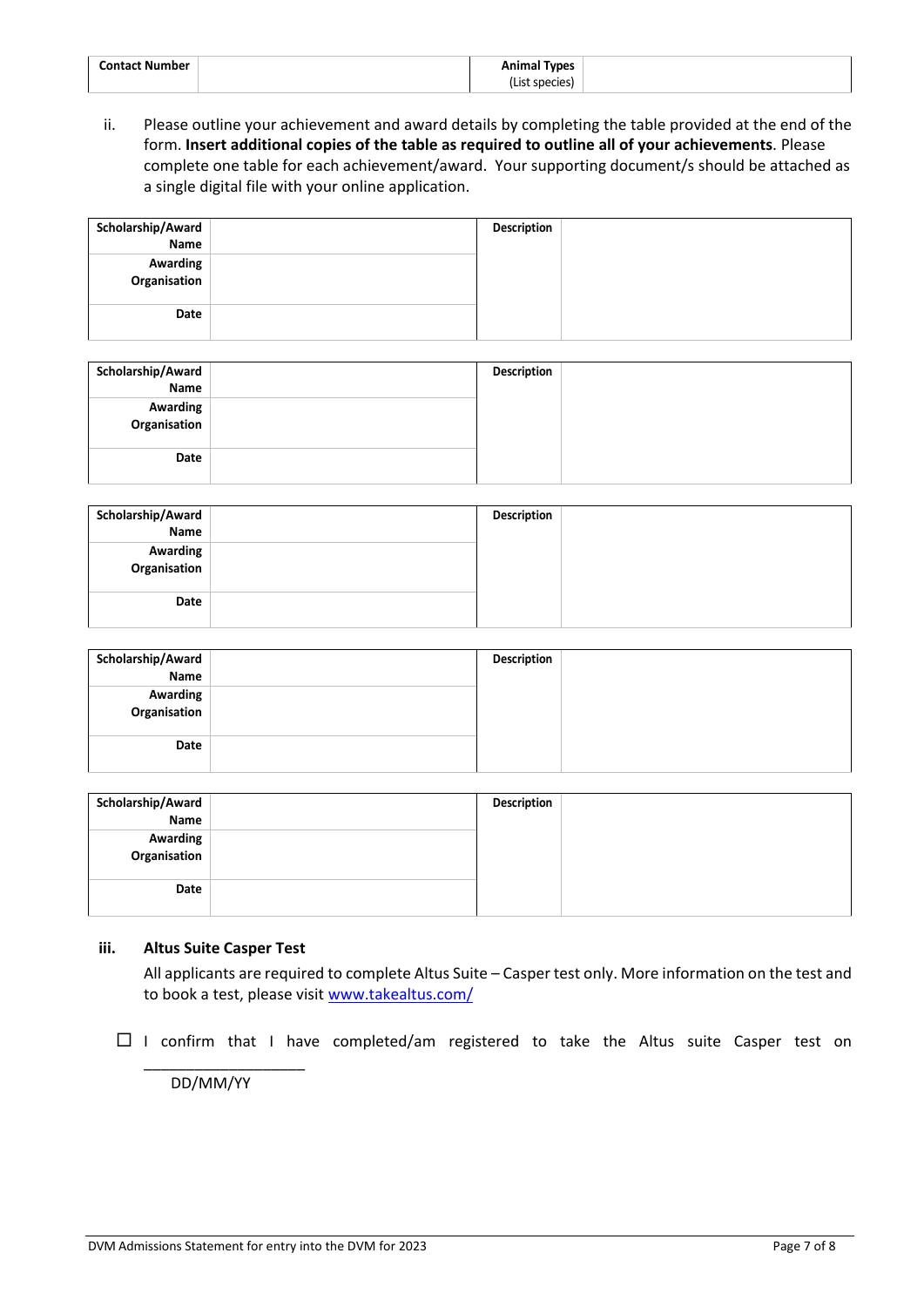| Contact Number | | Animal Types (List species) | |
|---|---|---|---|

ii. Please outline your achievement and award details by completing the table provided at the end of the form. **Insert additional copies of the table as required to outline all of your achievements**. Please complete one table for each achievement/award. Your supporting document/s should be attached as a single digital file with your online application.

| Scholarship/Award Name | | Description | |
|---|---|---|---|
| Awarding Organisation | | | |
| Date | | | |

| Scholarship/Award Name | | Description | |
|---|---|---|---|
| Awarding Organisation | | | |
| Date | | | |

| Scholarship/Award Name | | Description | |
|---|---|---|---|
| Awarding Organisation | | | |
| Date | | | |

| Scholarship/Award Name | | Description | |
|---|---|---|---|
| Awarding Organisation | | | |
| Date | | | |

| Scholarship/Award Name | | Description | |
|---|---|---|---|
| Awarding Organisation | | | |
| Date | | | |

### iii. Altus Suite Casper Test

All applicants are required to complete Altus Suite – Casper test only. More information on the test and to book a test, please visit [www.takealtus.com/](www.takealtus.com/)

☐ I confirm that I have completed/am registered to take the Altus suite Casper test on ___________________
DD/MM/YY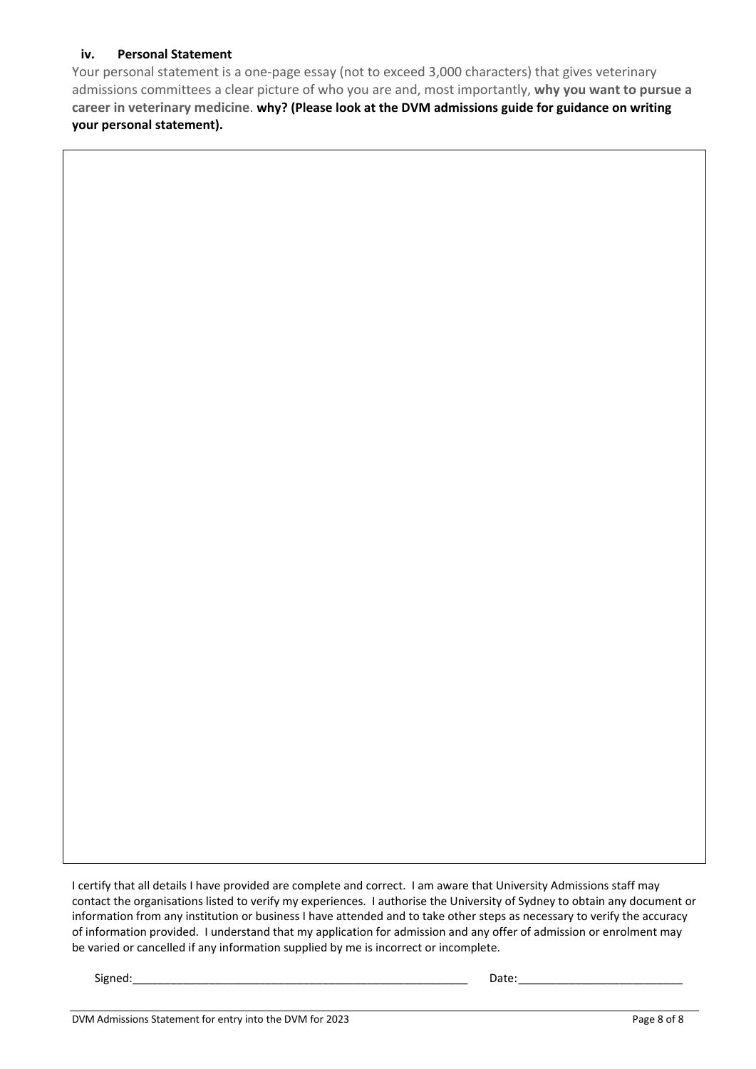### iv. Personal Statement

Your personal statement is a one-page essay (not to exceed 3,000 characters) that gives veterinary admissions committees a clear picture of who you are and, most importantly, **why you want to pursue a career in veterinary medicine**. **why? (Please look at the DVM admissions guide for guidance on writing your personal statement).**

I certify that all details I have provided are complete and correct. I am aware that University Admissions staff may contact the organisations listed to verify my experiences. I authorise the University of Sydney to obtain any document or information from any institution or business I have attended and to take other steps as necessary to verify the accuracy of information provided. I understand that my application for admission and any offer of admission or enrolment may be varied or cancelled if any information supplied by me is incorrect or incomplete.

Signed:_____________________________________________________ Date:_________________________